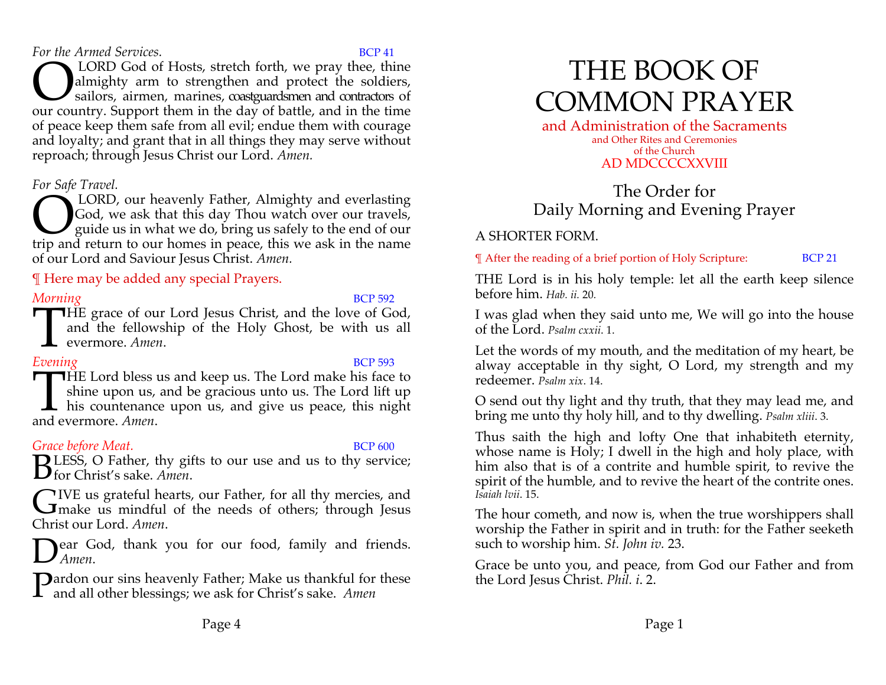*For the Armed Services.* BCP 41

O LORD God of Hosts, stretch forth, we pray thee, thine almighty arm to strengthen and protect the soldiers, sailors, airmen, marines, coastguardsmen and contractors of our country. Support them in the day of battle, and in the time of peace keep them safe from all evil; endue them with courage and loyalty; and grant that in all things they may serve without reproach; through Jesus Christ our Lord. *Amen.*

*For Safe Travel.*

O LORD, our heavenly Father, Almighty and everlasting God, we ask that this day Thou watch over our travels, guide us in what we do, bring us safely to the end of our trip and return to our homes in peace, this we ask in the name of our Lord and Saviour Jesus Christ. *Amen.*

¶ Here may be added any special Prayers.

*Morning* BCP 592

THE grace of our Lord Jesus Christ, and the love of God, and the fellowship of the Holy Ghost, be with us all evermore. *Amen*.

*Evening* BCP 593

THE Lord bless us and keep us. The Lord make his face to shine upon us, and be gracious unto us. The Lord lift up his countenance upon us, and give us peace, this night and evermore. *Amen*.

*Grace before Meat.* BCP 600

BLESS, O Father, thy gifts to our use and us to thy service; for Christ's sake. *Amen*.

GIVE us grateful hearts, our Father, for all thy mercies, and make us mindful of the needs of others; through Jesus Christ our Lord. *Amen*.

Dear God, thank you for our food, family and friends. *Amen*.

Pardon our sins heavenly Father; Make us thankful for these and all other blessings; we ask for Christ's sake. *Amen*

# THE BOOK OF COMMON PRAYER

and Administration of the Sacraments
and Other Rites and Ceremonies
of the Church
AD MDCCCCXXVIII

## The Order for Daily Morning and Evening Prayer

A SHORTER FORM.

¶ After the reading of a brief portion of Holy Scripture: BCP 21

THE Lord is in his holy temple: let all the earth keep silence before him. *Hab. ii.* 20.

I was glad when they said unto me, We will go into the house of the Lord. *Psalm cxxii*. 1.

Let the words of my mouth, and the meditation of my heart, be alway acceptable in thy sight, O Lord, my strength and my redeemer. *Psalm xix*. 14.

O send out thy light and thy truth, that they may lead me, and bring me unto thy holy hill, and to thy dwelling. *Psalm xliii*. 3.

Thus saith the high and lofty One that inhabiteth eternity, whose name is Holy; I dwell in the high and holy place, with him also that is of a contrite and humble spirit, to revive the spirit of the humble, and to revive the heart of the contrite ones. *Isaiah lvii*. 15.

The hour cometh, and now is, when the true worshippers shall worship the Father in spirit and in truth: for the Father seeketh such to worship him. *St. John iv.* 23.

Grace be unto you, and peace, from God our Father and from the Lord Jesus Christ. *Phil. i.* 2.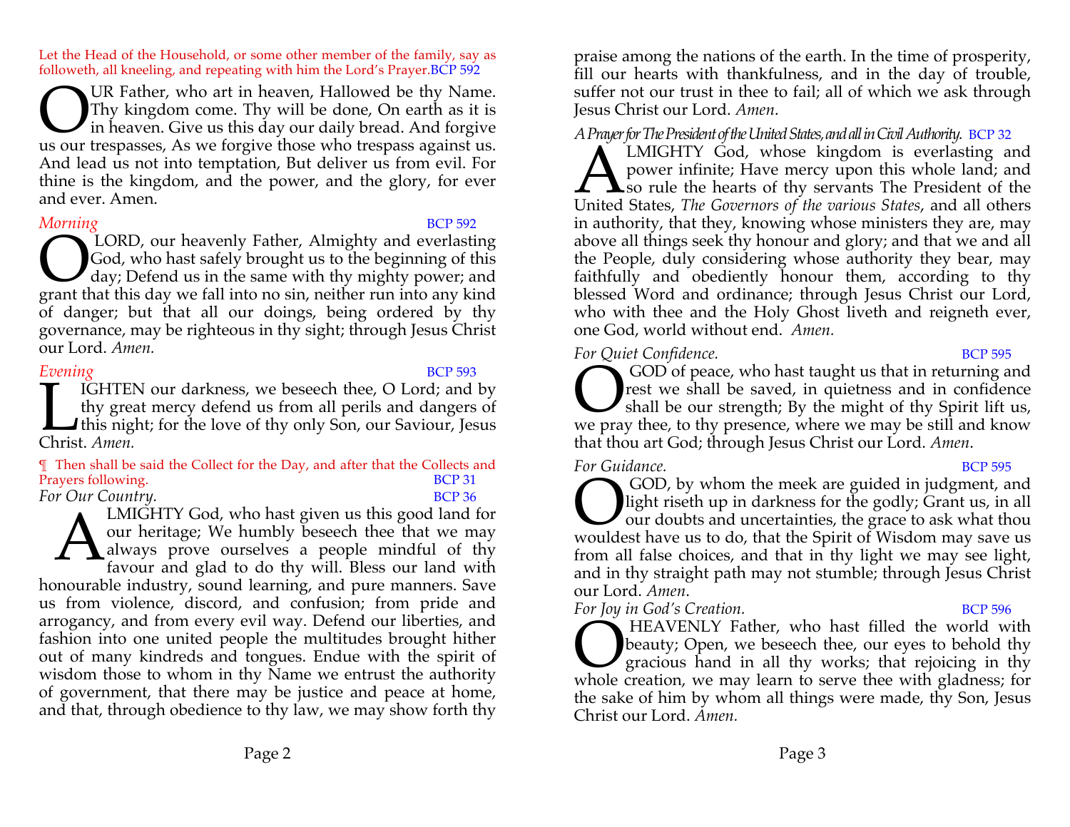Let the Head of the Household, or some other member of the family, say as followeth, all kneeling, and repeating with him the Lord's Prayer. BCP 592

OUR Father, who art in heaven, Hallowed be thy Name. Thy kingdom come. Thy will be done, On earth as it is in heaven. Give us this day our daily bread. And forgive us our trespasses, As we forgive those who trespass against us. And lead us not into temptation, But deliver us from evil. For thine is the kingdom, and the power, and the glory, for ever and ever. Amen.

*Morning* BCP 592

O LORD, our heavenly Father, Almighty and everlasting God, who hast safely brought us to the beginning of this day; Defend us in the same with thy mighty power; and grant that this day we fall into no sin, neither run into any kind of danger; but that all our doings, being ordered by thy governance, may be righteous in thy sight; through Jesus Christ our Lord. *Amen.*

*Evening* BCP 593

LIGHTEN our darkness, we beseech thee, O Lord; and by thy great mercy defend us from all perils and dangers of this night; for the love of thy only Son, our Saviour, Jesus Christ. *Amen.*

¶ Then shall be said the Collect for the Day, and after that the Collects and Prayers following. BCP 31

*For Our Country.* BCP 36

ALMIGHTY God, who hast given us this good land for our heritage; We humbly beseech thee that we may always prove ourselves a people mindful of thy favour and glad to do thy will. Bless our land with honourable industry, sound learning, and pure manners. Save us from violence, discord, and confusion; from pride and arrogancy, and from every evil way. Defend our liberties, and fashion into one united people the multitudes brought hither out of many kindreds and tongues. Endue with the spirit of wisdom those to whom in thy Name we entrust the authority of government, that there may be justice and peace at home, and that, through obedience to thy law, we may show forth thy praise among the nations of the earth. In the time of prosperity, fill our hearts with thankfulness, and in the day of trouble, suffer not our trust in thee to fail; all of which we ask through Jesus Christ our Lord. *Amen*.

*A Prayer for The President of the United States, and all in Civil Authority.* BCP 32

ALMIGHTY God, whose kingdom is everlasting and power infinite; Have mercy upon this whole land; and so rule the hearts of thy servants The President of the United States, *The Governors of the various States*, and all others in authority, that they, knowing whose ministers they are, may above all things seek thy honour and glory; and that we and all the People, duly considering whose authority they bear, may faithfully and obediently honour them, according to thy blessed Word and ordinance; through Jesus Christ our Lord, who with thee and the Holy Ghost liveth and reigneth ever, one God, world without end. *Amen.*

*For Quiet Confidence.* BCP 595

O GOD of peace, who hast taught us that in returning and rest we shall be saved, in quietness and in confidence shall be our strength; By the might of thy Spirit lift us, we pray thee, to thy presence, where we may be still and know that thou art God; through Jesus Christ our Lord. *Amen*.

*For Guidance.* BCP 595

O GOD, by whom the meek are guided in judgment, and light riseth up in darkness for the godly; Grant us, in all our doubts and uncertainties, the grace to ask what thou wouldest have us to do, that the Spirit of Wisdom may save us from all false choices, and that in thy light we may see light, and in thy straight path may not stumble; through Jesus Christ our Lord. *Amen*.

*For Joy in God's Creation.* BCP 596

O HEAVENLY Father, who hast filled the world with beauty; Open, we beseech thee, our eyes to behold thy gracious hand in all thy works; that rejoicing in thy whole creation, we may learn to serve thee with gladness; for the sake of him by whom all things were made, thy Son, Jesus Christ our Lord. *Amen.*